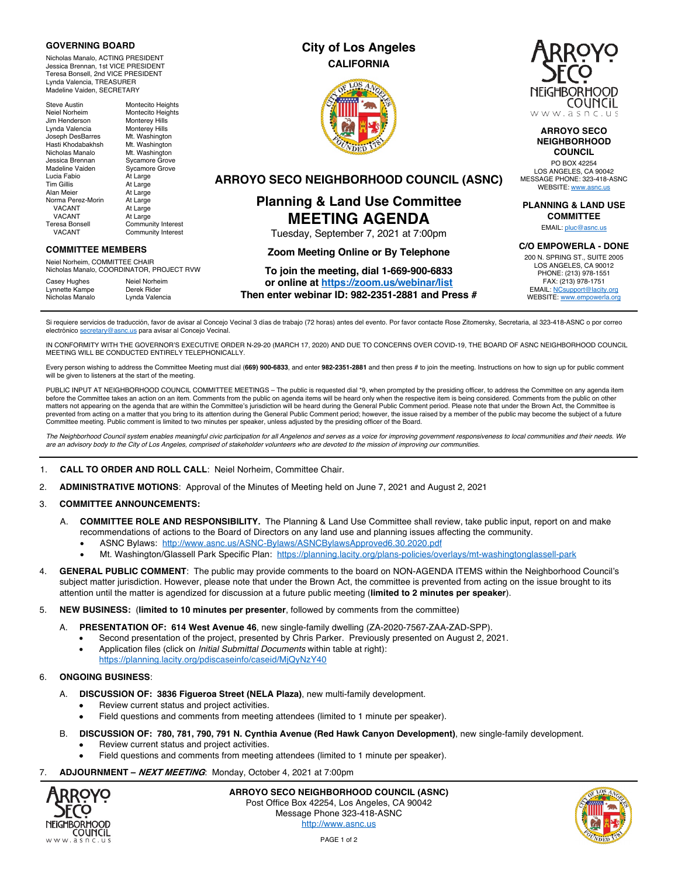**GOVERNING BOARD**

Nicholas Manalo, ACTING PRESIDENT
Jessica Brennan, 1st VICE PRESIDENT
Teresa Bonsell, 2nd VICE PRESIDENT
Lynda Valencia, TREASURER
Madeline Vaiden, SECRETARY

| Name | Area |
|---|---|
| Steve Austin | Montecito Heights |
| Neiel Norheim | Montecito Heights |
| Jim Henderson | Monterey Hills |
| Lynda Valencia | Monterey Hills |
| Joseph DesBarres | Mt. Washington |
| Hasti Khodabakhsh | Mt. Washington |
| Nicholas Manalo | Mt. Washington |
| Jessica Brennan | Sycamore Grove |
| Madeline Vaiden | Sycamore Grove |
| Lucia Fabio | At Large |
| Tim Gillis | At Large |
| Alan Meier | At Large |
| Norma Perez-Morin | At Large |
| VACANT | At Large |
| VACANT | At Large |
| Teresa Bonsell | Community Interest |
| VACANT | Community Interest |

**COMMITTEE MEMBERS**

Neiel Norheim, COMMITTEE CHAIR
Nicholas Manalo, COORDINATOR, PROJECT RVW

Casey Hughes, Neiel Norheim, Lynnette Kampe, Derek Rider, Nicholas Manalo, Lynda Valencia

**City of Los Angeles**
**CALIFORNIA**

# ARROYO SECO NEIGHBORHOOD COUNCIL (ASNC)

## Planning & Land Use Committee MEETING AGENDA

Tuesday, September 7, 2021 at 7:00pm

**Zoom Meeting Online or By Telephone**

**To join the meeting, dial 1-669-900-6833 or online at https://zoom.us/webinar/list Then enter webinar ID: 982-2351-2881 and Press #**

**ARROYO SECO NEIGHBORHOOD COUNCIL**
PO BOX 42254
LOS ANGELES, CA 90042
MESSAGE PHONE: 323-418-ASNC
WEBSITE: www.asnc.us

**PLANNING & LAND USE COMMITTEE**
EMAIL: pluc@asnc.us

**C/O EMPOWERLA - DONE**
200 N. SPRING ST., SUITE 2005
LOS ANGELES, CA 90012
PHONE: (213) 978-1551
FAX: (213) 978-1751
EMAIL: NCsupport@lacity.org
WEBSITE: www.empowerla.org

Si requiere servicios de traducción, favor de avisar al Concejo Vecinal 3 días de trabajo (72 horas) antes del evento. Por favor contacte Rose Zitomersky, Secretaria, al 323-418-ASNC o por correo electrónico secretary@asnc.us para avisar al Concejo Vecinal.

IN CONFORMITY WITH THE GOVERNOR'S EXECUTIVE ORDER N-29-20 (MARCH 17, 2020) AND DUE TO CONCERNS OVER COVID-19, THE BOARD OF ASNC NEIGHBORHOOD COUNCIL MEETING WILL BE CONDUCTED ENTIRELY TELEPHONICALLY.

Every person wishing to address the Committee Meeting must dial (**669) 900-6833**, and enter **982-2351-2881** and then press # to join the meeting. Instructions on how to sign up for public comment will be given to listeners at the start of the meeting.

PUBLIC INPUT AT NEIGHBORHOOD COUNCIL COMMITTEE MEETINGS – The public is requested dial *9, when prompted by the presiding officer, to address the Committee on any agenda item before the Committee takes an action on an item. Comments from the public on agenda items will be heard only when the respective item is being considered. Comments from the public on other matters not appearing on the agenda that are within the Committee's jurisdiction will be heard during the General Public Comment period. Please note that under the Brown Act, the Committee is prevented from acting on a matter that you bring to its attention during the General Public Comment period; however, the issue raised by a member of the public may become the subject of a future Committee meeting. Public comment is limited to two minutes per speaker, unless adjusted by the presiding officer of the Board.

*The Neighborhood Council system enables meaningful civic participation for all Angelenos and serves as a voice for improving government responsiveness to local communities and their needs. We are an advisory body to the City of Los Angeles, comprised of stakeholder volunteers who are devoted to the mission of improving our communities.*

1. **CALL TO ORDER AND ROLL CALL**: Neiel Norheim, Committee Chair.
2. **ADMINISTRATIVE MOTIONS**: Approval of the Minutes of Meeting held on June 7, 2021 and August 2, 2021
3. **COMMITTEE ANNOUNCEMENTS:**
   A. **COMMITTEE ROLE AND RESPONSIBILITY.** The Planning & Land Use Committee shall review, take public input, report on and make recommendations of actions to the Board of Directors on any land use and planning issues affecting the community.
      - ASNC Bylaws: http://www.asnc.us/ASNC-Bylaws/ASNCBylawsApproved6.30.2020.pdf
      - Mt. Washington/Glassell Park Specific Plan: https://planning.lacity.org/plans-policies/overlays/mt-washingtonglassell-park
4. **GENERAL PUBLIC COMMENT**: The public may provide comments to the board on NON-AGENDA ITEMS within the Neighborhood Council's subject matter jurisdiction. However, please note that under the Brown Act, the committee is prevented from acting on the issue brought to its attention until the matter is agendized for discussion at a future public meeting (**limited to 2 minutes per speaker**).
5. **NEW BUSINESS:** (**limited to 10 minutes per presenter**, followed by comments from the committee)
   A. **PRESENTATION OF: 614 West Avenue 46**, new single-family dwelling (ZA-2020-7567-ZAA-ZAD-SPP).
      - Second presentation of the project, presented by Chris Parker. Previously presented on August 2, 2021.
      - Application files (click on *Initial Submittal Documents* within table at right): https://planning.lacity.org/pdiscaseinfo/caseid/MjQyNzY40
6. **ONGOING BUSINESS**:
   A. **DISCUSSION OF: 3836 Figueroa Street (NELA Plaza)**, new multi-family development.
      - Review current status and project activities.
      - Field questions and comments from meeting attendees (limited to 1 minute per speaker).
   
   B. **DISCUSSION OF: 780, 781, 790, 791 N. Cynthia Avenue (Red Hawk Canyon Development)**, new single-family development.
      - Review current status and project activities.
      - Field questions and comments from meeting attendees (limited to 1 minute per speaker).
7. **ADJOURNMENT – *NEXT MEETING***: Monday, October 4, 2021 at 7:00pm

**ARROYO SECO NEIGHBORHOOD COUNCIL (ASNC)**
Post Office Box 42254, Los Angeles, CA 90042
Message Phone 323-418-ASNC
http://www.asnc.us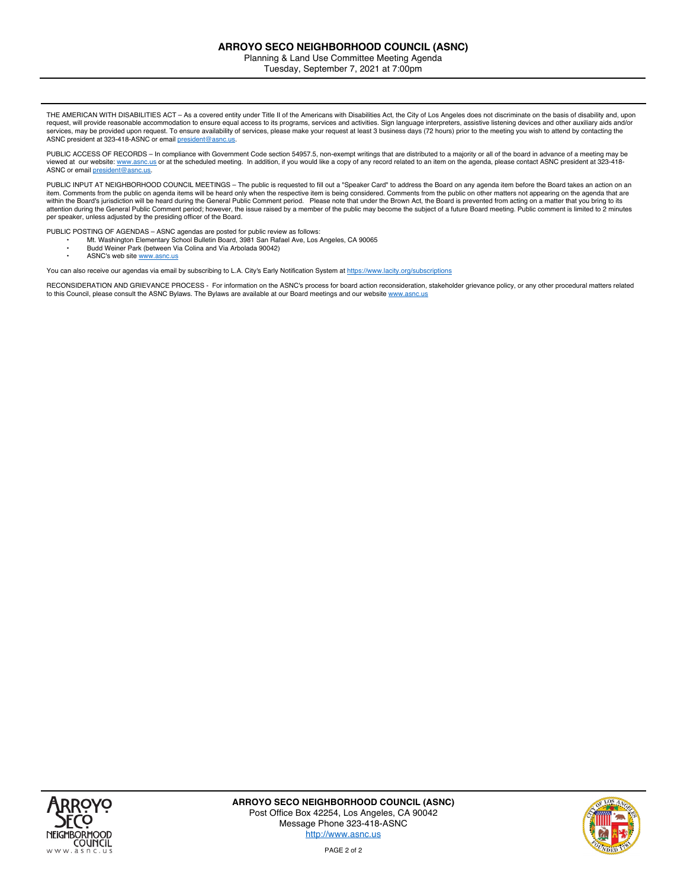THE AMERICAN WITH DISABILITIES ACT – As a covered entity under Title II of the Americans with Disabilities Act, the City of Los Angeles does not discriminate on the basis of disability and, upon request, will provide reasonable accommodation to ensure equal access to its programs, services and activities. Sign language interpreters, assistive listening devices and other auxiliary aids and/or services, may be provided upon request. To ensure availability of services, please make your request at least 3 business days (72 hours) prior to the meeting you wish to attend by contacting the ASNC president at 323-418-ASNC or email president@asnc.us.

PUBLIC ACCESS OF RECORDS – In compliance with Government Code section 54957.5, non-exempt writings that are distributed to a majority or all of the board in advance of a meeting may be viewed at our website: www.asnc.us or at the scheduled meeting. In addition, if you would like a copy of any record related to an item on the agenda, please contact ASNC president at 323-418-ASNC or email president@asnc.us.

PUBLIC INPUT AT NEIGHBORHOOD COUNCIL MEETINGS – The public is requested to fill out a "Speaker Card" to address the Board on any agenda item before the Board takes an action on an item. Comments from the public on agenda items will be heard only when the respective item is being considered. Comments from the public on other matters not appearing on the agenda that are within the Board's jurisdiction will be heard during the General Public Comment period. Please note that under the Brown Act, the Board is prevented from acting on a matter that you bring to its attention during the General Public Comment period; however, the issue raised by a member of the public may become the subject of a future Board meeting. Public comment is limited to 2 minutes per speaker, unless adjusted by the presiding officer of the Board.

PUBLIC POSTING OF AGENDAS – ASNC agendas are posted for public review as follows:

- Mt. Washington Elementary School Bulletin Board, 3981 San Rafael Ave, Los Angeles, CA 90065
- Budd Weiner Park (between Via Colina and Via Arbolada 90042)
- ASNC's web site www.asnc.us

You can also receive our agendas via email by subscribing to L.A. City's Early Notification System at https://www.lacity.org/subscriptions

RECONSIDERATION AND GRIEVANCE PROCESS - For information on the ASNC's process for board action reconsideration, stakeholder grievance policy, or any other procedural matters related to this Council, please consult the ASNC Bylaws. The Bylaws are available at our Board meetings and our website www.asnc.us

**ARROYO SECO NEIGHBORHOOD COUNCIL (ASNC)**
Post Office Box 42254, Los Angeles, CA 90042
Message Phone 323-418-ASNC
http://www.asnc.us